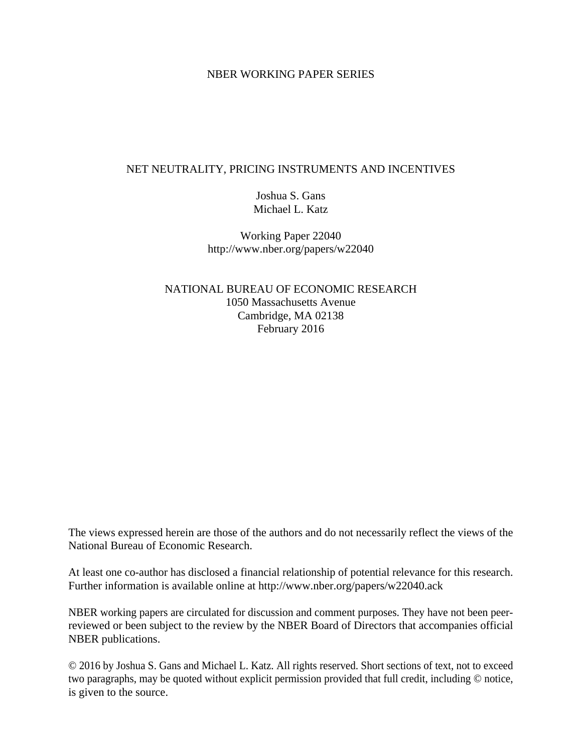NBER WORKING PAPER SERIES

# NET NEUTRALITY, PRICING INSTRUMENTS AND INCENTIVES

Joshua S. Gans
Michael L. Katz

Working Paper 22040
http://www.nber.org/papers/w22040

NATIONAL BUREAU OF ECONOMIC RESEARCH
1050 Massachusetts Avenue
Cambridge, MA 02138
February 2016

The views expressed herein are those of the authors and do not necessarily reflect the views of the National Bureau of Economic Research.

At least one co-author has disclosed a financial relationship of potential relevance for this research. Further information is available online at http://www.nber.org/papers/w22040.ack

NBER working papers are circulated for discussion and comment purposes. They have not been peer-reviewed or been subject to the review by the NBER Board of Directors that accompanies official NBER publications.

© 2016 by Joshua S. Gans and Michael L. Katz. All rights reserved. Short sections of text, not to exceed two paragraphs, may be quoted without explicit permission provided that full credit, including © notice, is given to the source.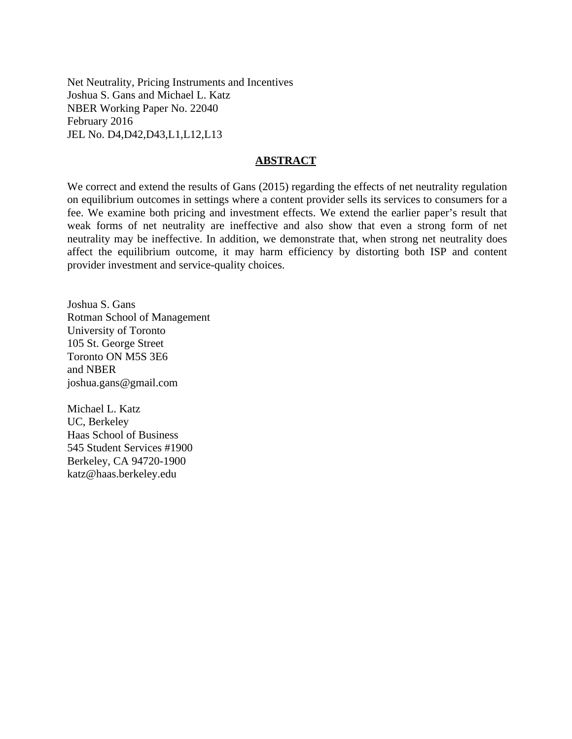Net Neutrality, Pricing Instruments and Incentives
Joshua S. Gans and Michael L. Katz
NBER Working Paper No. 22040
February 2016
JEL No. D4,D42,D43,L1,L12,L13

## ABSTRACT

We correct and extend the results of Gans (2015) regarding the effects of net neutrality regulation on equilibrium outcomes in settings where a content provider sells its services to consumers for a fee. We examine both pricing and investment effects. We extend the earlier paper's result that weak forms of net neutrality are ineffective and also show that even a strong form of net neutrality may be ineffective. In addition, we demonstrate that, when strong net neutrality does affect the equilibrium outcome, it may harm efficiency by distorting both ISP and content provider investment and service-quality choices.

Joshua S. Gans
Rotman School of Management
University of Toronto
105 St. George Street
Toronto ON M5S 3E6
and NBER
joshua.gans@gmail.com

Michael L. Katz
UC, Berkeley
Haas School of Business
545 Student Services #1900
Berkeley, CA 94720-1900
katz@haas.berkeley.edu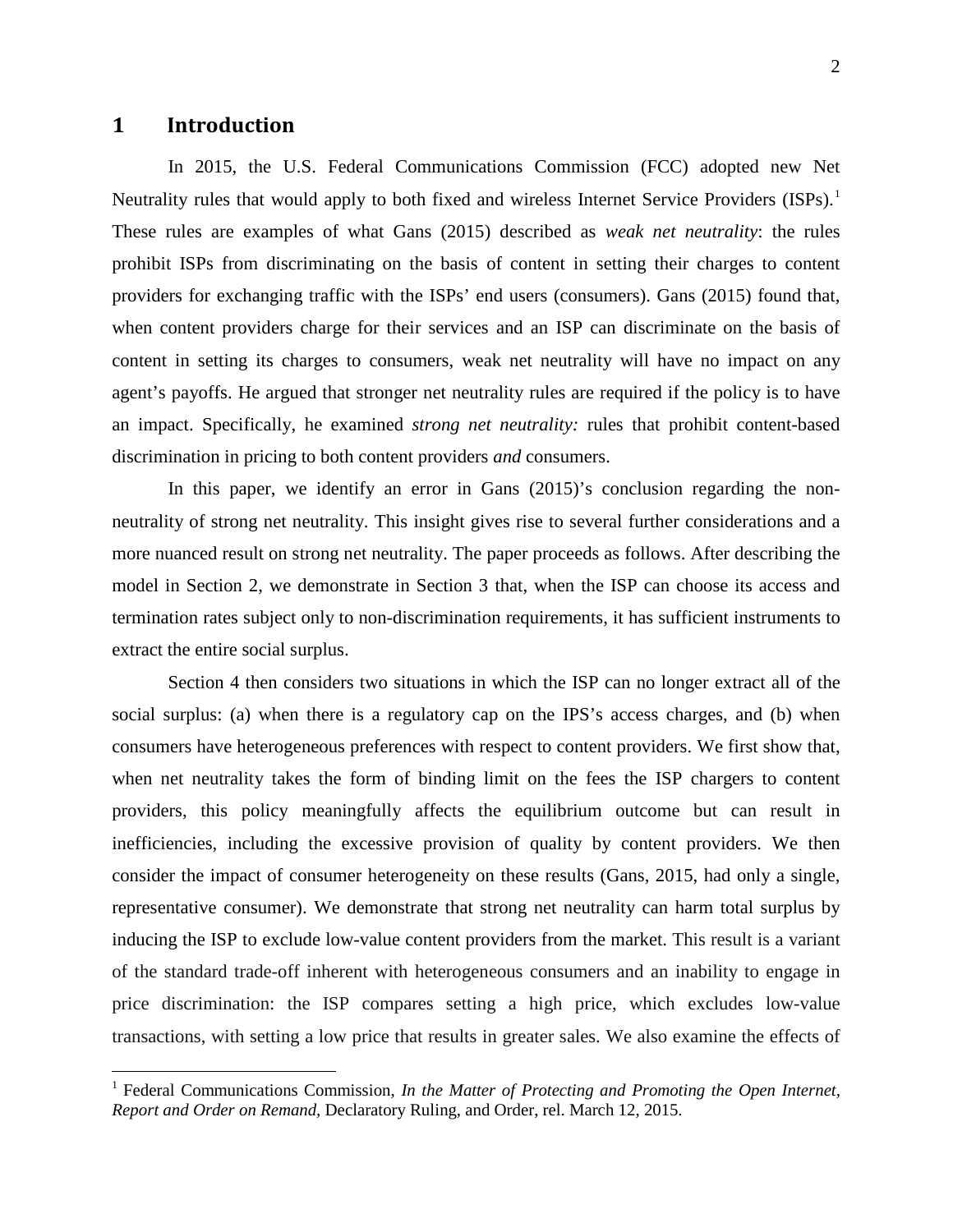# 1 Introduction

In 2015, the U.S. Federal Communications Commission (FCC) adopted new Net Neutrality rules that would apply to both fixed and wireless Internet Service Providers (ISPs).[1] These rules are examples of what Gans (2015) described as *weak net neutrality*: the rules prohibit ISPs from discriminating on the basis of content in setting their charges to content providers for exchanging traffic with the ISPs' end users (consumers). Gans (2015) found that, when content providers charge for their services and an ISP can discriminate on the basis of content in setting its charges to consumers, weak net neutrality will have no impact on any agent's payoffs. He argued that stronger net neutrality rules are required if the policy is to have an impact. Specifically, he examined *strong net neutrality:* rules that prohibit content-based discrimination in pricing to both content providers *and* consumers.

In this paper, we identify an error in Gans (2015)'s conclusion regarding the non-neutrality of strong net neutrality. This insight gives rise to several further considerations and a more nuanced result on strong net neutrality. The paper proceeds as follows. After describing the model in Section 2, we demonstrate in Section 3 that, when the ISP can choose its access and termination rates subject only to non-discrimination requirements, it has sufficient instruments to extract the entire social surplus.

Section 4 then considers two situations in which the ISP can no longer extract all of the social surplus: (a) when there is a regulatory cap on the IPS's access charges, and (b) when consumers have heterogeneous preferences with respect to content providers. We first show that, when net neutrality takes the form of binding limit on the fees the ISP chargers to content providers, this policy meaningfully affects the equilibrium outcome but can result in inefficiencies, including the excessive provision of quality by content providers. We then consider the impact of consumer heterogeneity on these results (Gans, 2015, had only a single, representative consumer). We demonstrate that strong net neutrality can harm total surplus by inducing the ISP to exclude low-value content providers from the market. This result is a variant of the standard trade-off inherent with heterogeneous consumers and an inability to engage in price discrimination: the ISP compares setting a high price, which excludes low-value transactions, with setting a low price that results in greater sales. We also examine the effects of

[1] Federal Communications Commission, *In the Matter of Protecting and Promoting the Open Internet, Report and Order on Remand,* Declaratory Ruling, and Order, rel. March 12, 2015.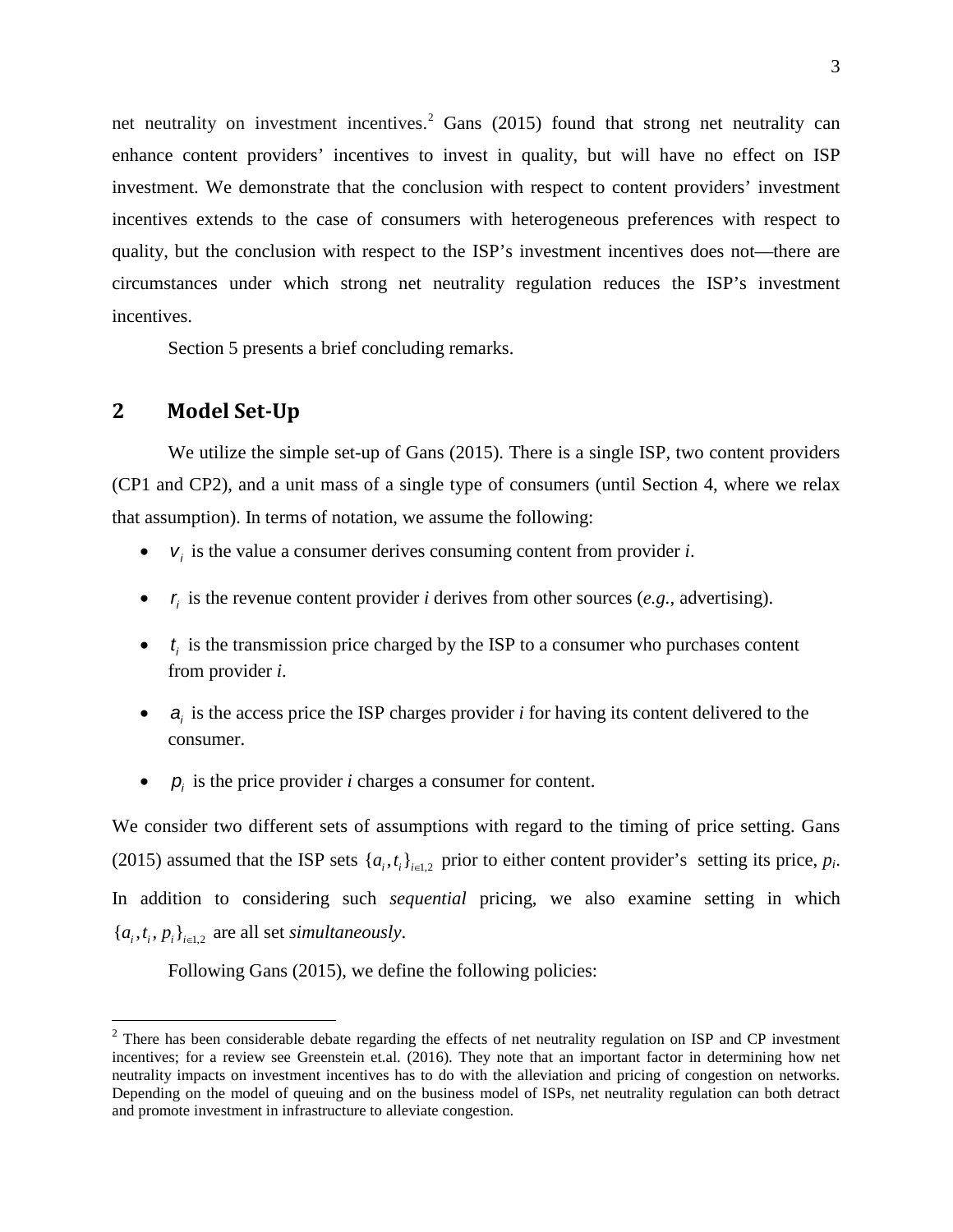net neutrality on investment incentives.[2] Gans (2015) found that strong net neutrality can enhance content providers' incentives to invest in quality, but will have no effect on ISP investment. We demonstrate that the conclusion with respect to content providers' investment incentives extends to the case of consumers with heterogeneous preferences with respect to quality, but the conclusion with respect to the ISP's investment incentives does not—there are circumstances under which strong net neutrality regulation reduces the ISP's investment incentives.

Section 5 presents a brief concluding remarks.

## 2 Model Set-Up

We utilize the simple set-up of Gans (2015). There is a single ISP, two content providers (CP1 and CP2), and a unit mass of a single type of consumers (until Section 4, where we relax that assumption). In terms of notation, we assume the following:

- $v_i$ is the value a consumer derives consuming content from provider *i*.
- $r_i$ is the revenue content provider *i* derives from other sources (*e.g.*, advertising).
- $t_i$ is the transmission price charged by the ISP to a consumer who purchases content from provider *i*.
- $a_i$ is the access price the ISP charges provider *i* for having its content delivered to the consumer.
- $p_i$ is the price provider *i* charges a consumer for content.

We consider two different sets of assumptions with regard to the timing of price setting. Gans (2015) assumed that the ISP sets $\{a_i, t_i\}_{i \in 1,2}$ prior to either content provider's setting its price, $p_i$. In addition to considering such *sequential* pricing, we also examine setting in which $\{a_i, t_i, p_i\}_{i \in 1,2}$ are all set *simultaneously*.

Following Gans (2015), we define the following policies:

---

[2] There has been considerable debate regarding the effects of net neutrality regulation on ISP and CP investment incentives; for a review see Greenstein et.al. (2016). They note that an important factor in determining how net neutrality impacts on investment incentives has to do with the alleviation and pricing of congestion on networks. Depending on the model of queuing and on the business model of ISPs, net neutrality regulation can both detract and promote investment in infrastructure to alleviate congestion.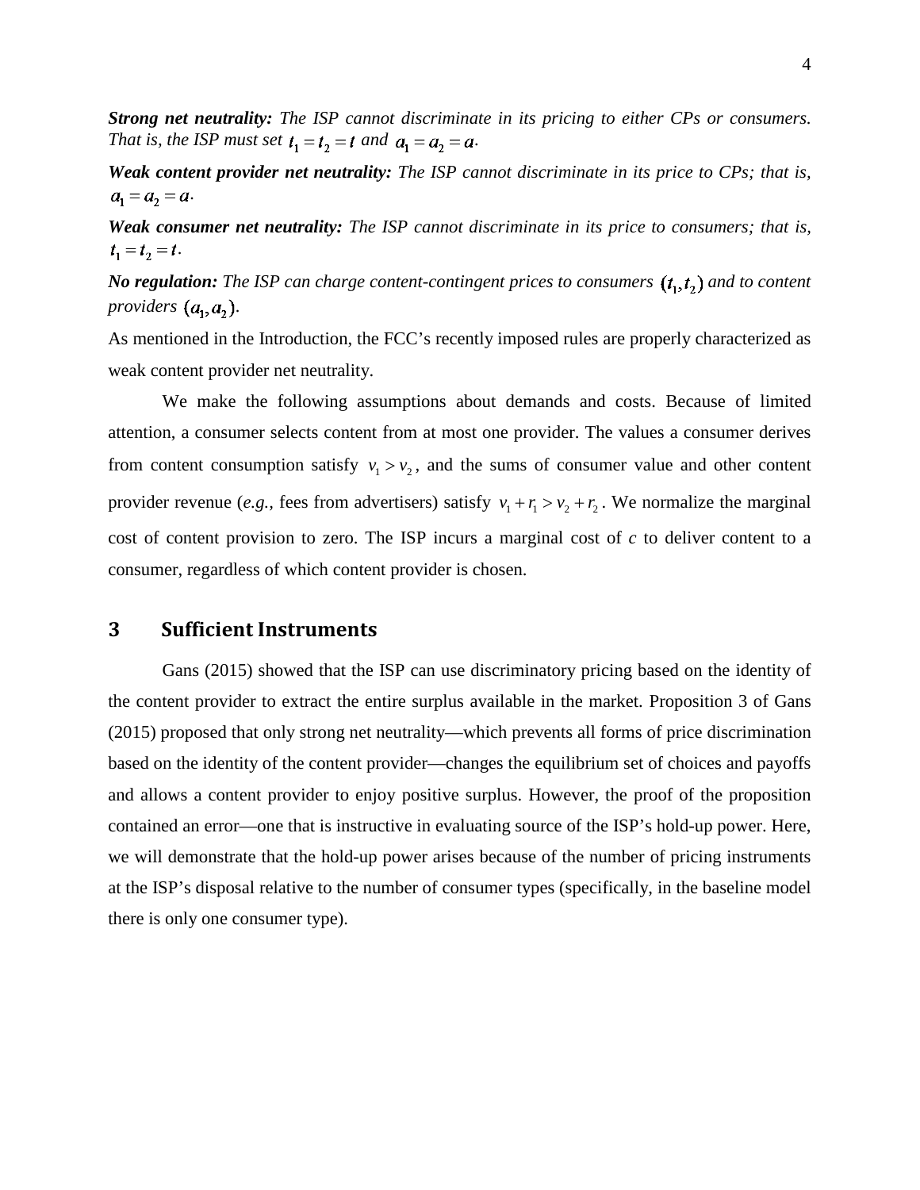***Strong net neutrality:*** *The ISP cannot discriminate in its pricing to either CPs or consumers. That is, the ISP must set* $t_1 = t_2 = t$ *and* $a_1 = a_2 = a$*.*

***Weak content provider net neutrality:*** *The ISP cannot discriminate in its price to CPs; that is,* $a_1 = a_2 = a$*.*

***Weak consumer net neutrality:*** *The ISP cannot discriminate in its price to consumers; that is,* $t_1 = t_2 = t$*.*

***No regulation:*** *The ISP can charge content-contingent prices to consumers* $(t_1, t_2)$ *and to content providers* $(a_1, a_2)$*.*

As mentioned in the Introduction, the FCC's recently imposed rules are properly characterized as weak content provider net neutrality.

We make the following assumptions about demands and costs. Because of limited attention, a consumer selects content from at most one provider. The values a consumer derives from content consumption satisfy $v_1 > v_2$, and the sums of consumer value and other content provider revenue (*e.g.*, fees from advertisers) satisfy $v_1 + r_1 > v_2 + r_2$. We normalize the marginal cost of content provision to zero. The ISP incurs a marginal cost of *c* to deliver content to a consumer, regardless of which content provider is chosen.

## 3 Sufficient Instruments

Gans (2015) showed that the ISP can use discriminatory pricing based on the identity of the content provider to extract the entire surplus available in the market. Proposition 3 of Gans (2015) proposed that only strong net neutrality—which prevents all forms of price discrimination based on the identity of the content provider—changes the equilibrium set of choices and payoffs and allows a content provider to enjoy positive surplus. However, the proof of the proposition contained an error—one that is instructive in evaluating source of the ISP's hold-up power. Here, we will demonstrate that the hold-up power arises because of the number of pricing instruments at the ISP's disposal relative to the number of consumer types (specifically, in the baseline model there is only one consumer type).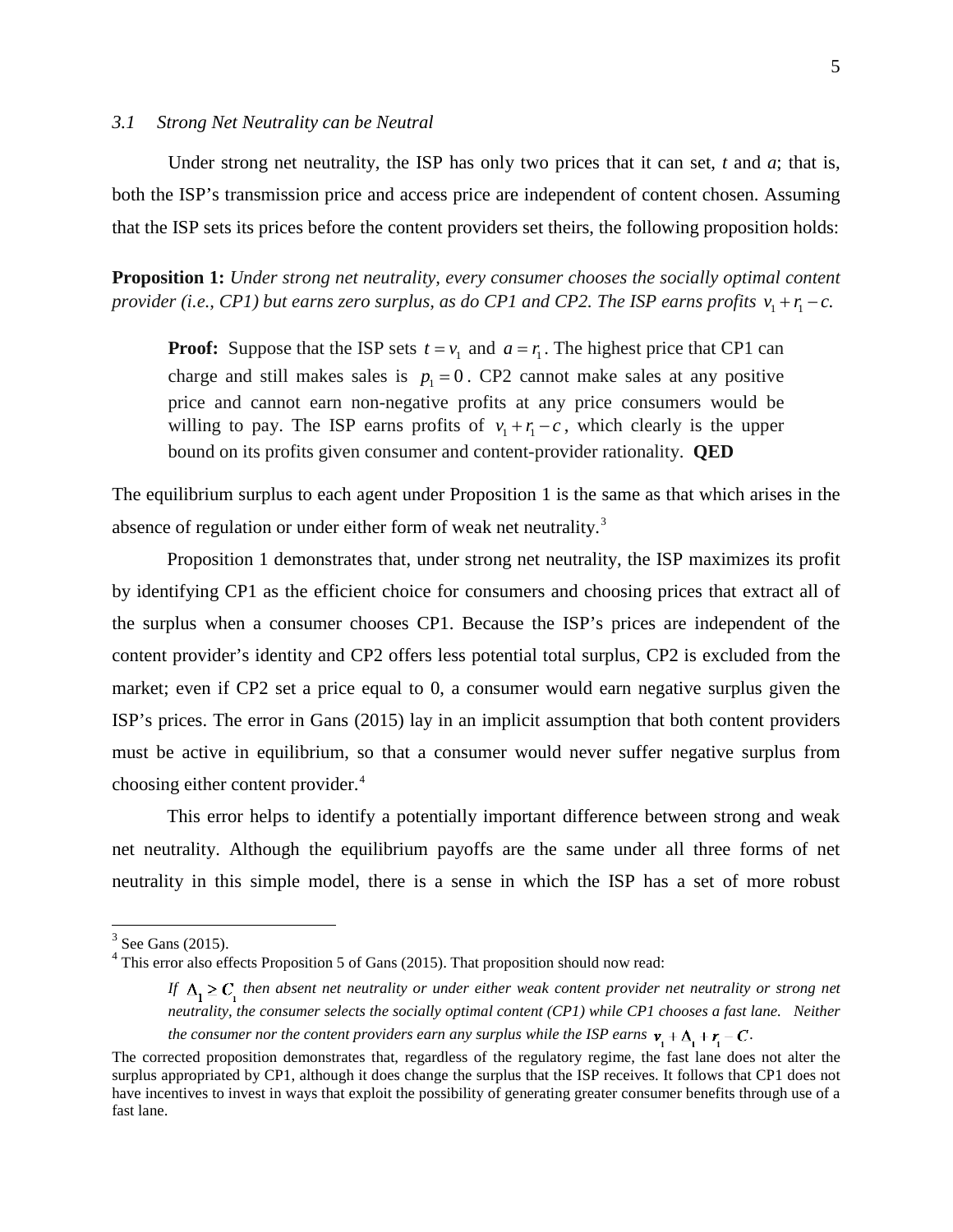### 3.1 Strong Net Neutrality can be Neutral

Under strong net neutrality, the ISP has only two prices that it can set, *t* and *a*; that is, both the ISP's transmission price and access price are independent of content chosen. Assuming that the ISP sets its prices before the content providers set theirs, the following proposition holds:

**Proposition 1:** *Under strong net neutrality, every consumer chooses the socially optimal content provider (i.e., CP1) but earns zero surplus, as do CP1 and CP2. The ISP earns profits* $v_1 + r_1 - c$.

> **Proof:** Suppose that the ISP sets $t = v_1$ and $a = r_1$. The highest price that CP1 can charge and still makes sales is $p_1 = 0$. CP2 cannot make sales at any positive price and cannot earn non-negative profits at any price consumers would be willing to pay. The ISP earns profits of $v_1 + r_1 - c$, which clearly is the upper bound on its profits given consumer and content-provider rationality. **QED**

The equilibrium surplus to each agent under Proposition 1 is the same as that which arises in the absence of regulation or under either form of weak net neutrality.[3]

Proposition 1 demonstrates that, under strong net neutrality, the ISP maximizes its profit by identifying CP1 as the efficient choice for consumers and choosing prices that extract all of the surplus when a consumer chooses CP1. Because the ISP's prices are independent of the content provider's identity and CP2 offers less potential total surplus, CP2 is excluded from the market; even if CP2 set a price equal to 0, a consumer would earn negative surplus given the ISP's prices. The error in Gans (2015) lay in an implicit assumption that both content providers must be active in equilibrium, so that a consumer would never suffer negative surplus from choosing either content provider.[4]

This error helps to identify a potentially important difference between strong and weak net neutrality. Although the equilibrium payoffs are the same under all three forms of net neutrality in this simple model, there is a sense in which the ISP has a set of more robust

---

[3] See Gans (2015).

[4] This error also effects Proposition 5 of Gans (2015). That proposition should now read:

> *If* $\Lambda_1 \geq C_1$ *then absent net neutrality or under either weak content provider net neutrality or strong net neutrality, the consumer selects the socially optimal content (CP1) while CP1 chooses a fast lane. Neither the consumer nor the content providers earn any surplus while the ISP earns* $v_1 + \Lambda_1 + r_1 - C$.

The corrected proposition demonstrates that, regardless of the regulatory regime, the fast lane does not alter the surplus appropriated by CP1, although it does change the surplus that the ISP receives. It follows that CP1 does not have incentives to invest in ways that exploit the possibility of generating greater consumer benefits through use of a fast lane.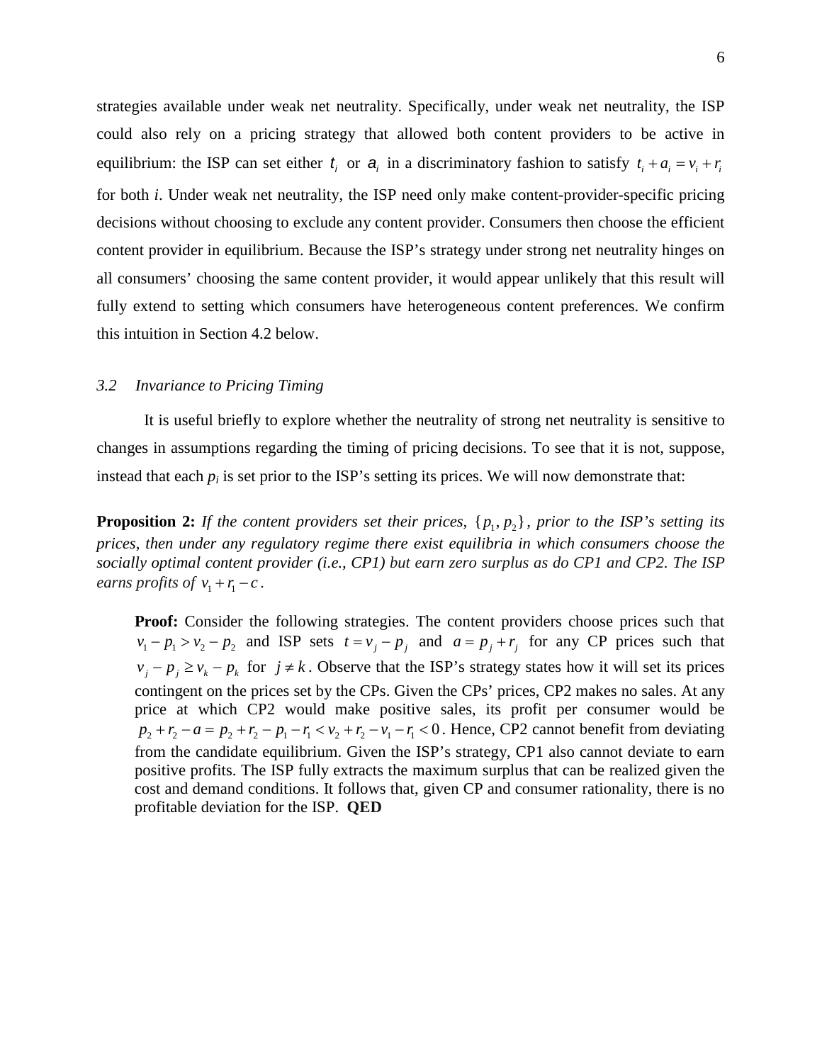strategies available under weak net neutrality. Specifically, under weak net neutrality, the ISP could also rely on a pricing strategy that allowed both content providers to be active in equilibrium: the ISP can set either $t_i$ or $a_i$ in a discriminatory fashion to satisfy $t_i + a_i = v_i + r_i$ for both *i*. Under weak net neutrality, the ISP need only make content-provider-specific pricing decisions without choosing to exclude any content provider. Consumers then choose the efficient content provider in equilibrium. Because the ISP's strategy under strong net neutrality hinges on all consumers' choosing the same content provider, it would appear unlikely that this result will fully extend to setting which consumers have heterogeneous content preferences. We confirm this intuition in Section 4.2 below.

### *3.2 Invariance to Pricing Timing*

It is useful briefly to explore whether the neutrality of strong net neutrality is sensitive to changes in assumptions regarding the timing of pricing decisions. To see that it is not, suppose, instead that each $p_i$ is set prior to the ISP's setting its prices. We will now demonstrate that:

**Proposition 2:** *If the content providers set their prices, $\{p_1, p_2\}$, prior to the ISP's setting its prices, then under any regulatory regime there exist equilibria in which consumers choose the socially optimal content provider (i.e., CP1) but earn zero surplus as do CP1 and CP2. The ISP earns profits of $v_1 + r_1 - c$.*

> **Proof:** Consider the following strategies. The content providers choose prices such that $v_1 - p_1 > v_2 - p_2$ and ISP sets $t = v_j - p_j$ and $a = p_j + r_j$ for any CP prices such that $v_j - p_j \geq v_k - p_k$ for $j \neq k$. Observe that the ISP's strategy states how it will set its prices contingent on the prices set by the CPs. Given the CPs' prices, CP2 makes no sales. At any price at which CP2 would make positive sales, its profit per consumer would be $p_2 + r_2 - a = p_2 + r_2 - p_1 - r_1 < v_2 + r_2 - v_1 - r_1 < 0$. Hence, CP2 cannot benefit from deviating from the candidate equilibrium. Given the ISP's strategy, CP1 also cannot deviate to earn positive profits. The ISP fully extracts the maximum surplus that can be realized given the cost and demand conditions. It follows that, given CP and consumer rationality, there is no profitable deviation for the ISP. **QED**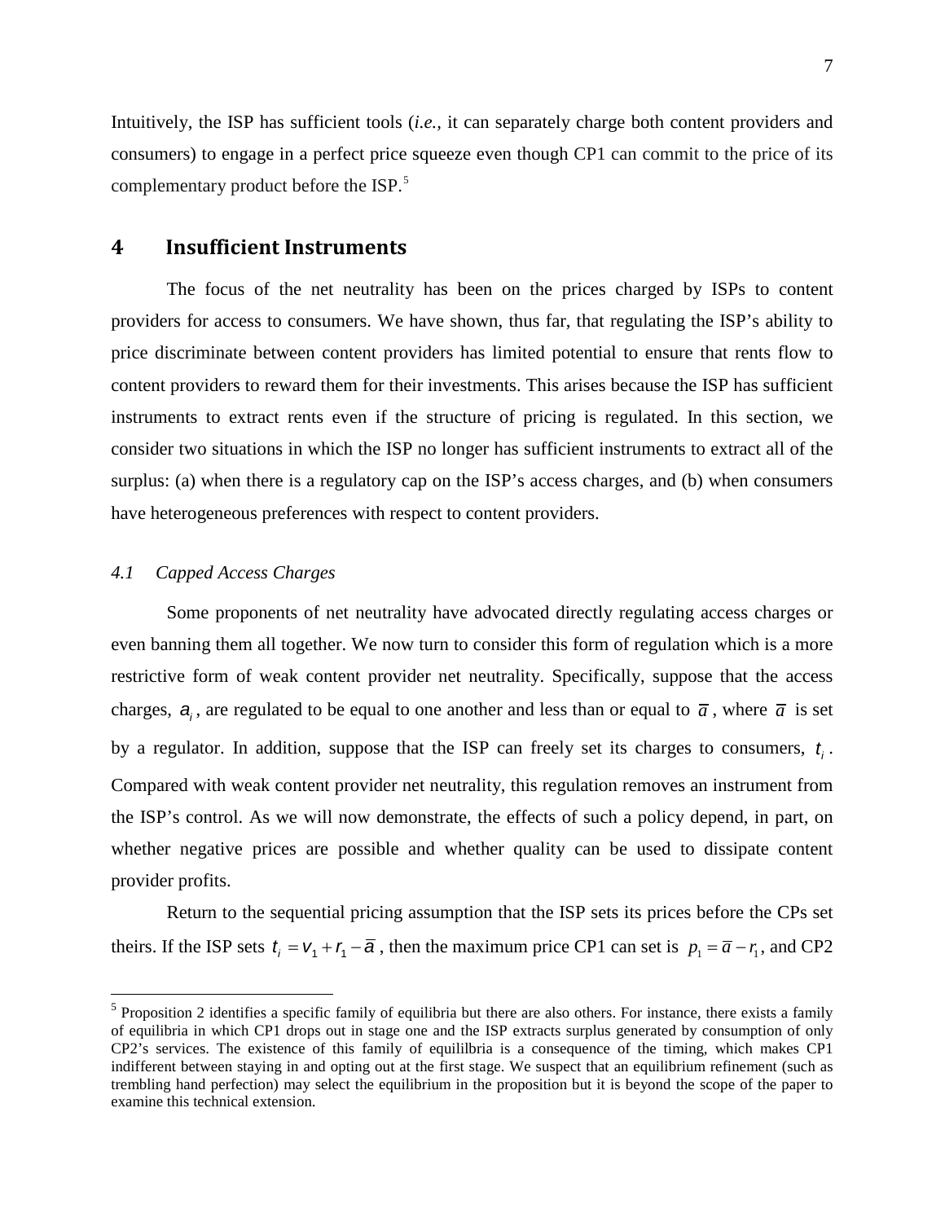Intuitively, the ISP has sufficient tools (*i.e.*, it can separately charge both content providers and consumers) to engage in a perfect price squeeze even though CP1 can commit to the price of its complementary product before the ISP.[5]

## 4 Insufficient Instruments

The focus of the net neutrality has been on the prices charged by ISPs to content providers for access to consumers. We have shown, thus far, that regulating the ISP's ability to price discriminate between content providers has limited potential to ensure that rents flow to content providers to reward them for their investments. This arises because the ISP has sufficient instruments to extract rents even if the structure of pricing is regulated. In this section, we consider two situations in which the ISP no longer has sufficient instruments to extract all of the surplus: (a) when there is a regulatory cap on the ISP's access charges, and (b) when consumers have heterogeneous preferences with respect to content providers.

### *4.1 Capped Access Charges*

Some proponents of net neutrality have advocated directly regulating access charges or even banning them all together. We now turn to consider this form of regulation which is a more restrictive form of weak content provider net neutrality. Specifically, suppose that the access charges, $a_i$, are regulated to be equal to one another and less than or equal to $\overline{a}$, where $\overline{a}$ is set by a regulator. In addition, suppose that the ISP can freely set its charges to consumers, $t_i$. Compared with weak content provider net neutrality, this regulation removes an instrument from the ISP's control. As we will now demonstrate, the effects of such a policy depend, in part, on whether negative prices are possible and whether quality can be used to dissipate content provider profits.

Return to the sequential pricing assumption that the ISP sets its prices before the CPs set theirs. If the ISP sets $t_i = v_1 + r_1 - \overline{a}$, then the maximum price CP1 can set is $p_1 = \overline{a} - r_1$, and CP2

---

[5] Proposition 2 identifies a specific family of equilibria but there are also others. For instance, there exists a family of equilibria in which CP1 drops out in stage one and the ISP extracts surplus generated by consumption of only CP2's services. The existence of this family of equililbria is a consequence of the timing, which makes CP1 indifferent between staying in and opting out at the first stage. We suspect that an equilibrium refinement (such as trembling hand perfection) may select the equilibrium in the proposition but it is beyond the scope of the paper to examine this technical extension.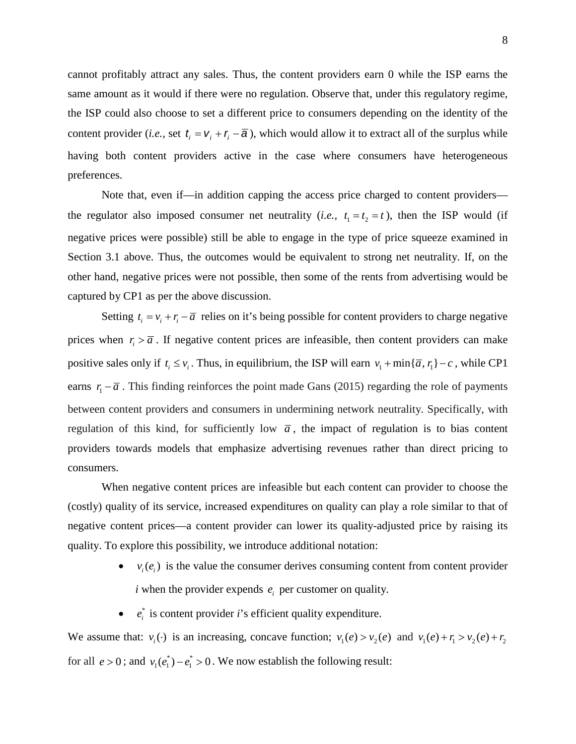cannot profitably attract any sales. Thus, the content providers earn 0 while the ISP earns the same amount as it would if there were no regulation. Observe that, under this regulatory regime, the ISP could also choose to set a different price to consumers depending on the identity of the content provider (*i.e.*, set $t_i = v_i + r_i - \overline{a}$), which would allow it to extract all of the surplus while having both content providers active in the case where consumers have heterogeneous preferences.

Note that, even if—in addition capping the access price charged to content providers—the regulator also imposed consumer net neutrality (*i.e.*, $t_1 = t_2 = t$), then the ISP would (if negative prices were possible) still be able to engage in the type of price squeeze examined in Section 3.1 above. Thus, the outcomes would be equivalent to strong net neutrality. If, on the other hand, negative prices were not possible, then some of the rents from advertising would be captured by CP1 as per the above discussion.

Setting $t_i = v_i + r_i - \overline{a}$ relies on it's being possible for content providers to charge negative prices when $r_i > \overline{a}$. If negative content prices are infeasible, then content providers can make positive sales only if $t_i \leq v_i$. Thus, in equilibrium, the ISP will earn $v_1 + \min\{\overline{a}, r_1\} - c$, while CP1 earns $r_1 - \overline{a}$. This finding reinforces the point made Gans (2015) regarding the role of payments between content providers and consumers in undermining network neutrality. Specifically, with regulation of this kind, for sufficiently low $\overline{a}$, the impact of regulation is to bias content providers towards models that emphasize advertising revenues rather than direct pricing to consumers.

When negative content prices are infeasible but each content can provider to choose the (costly) quality of its service, increased expenditures on quality can play a role similar to that of negative content prices—a content provider can lower its quality-adjusted price by raising its quality. To explore this possibility, we introduce additional notation:

- $v_i(e_i)$ is the value the consumer derives consuming content from content provider $i$ when the provider expends $e_i$ per customer on quality.
- $e_i^*$ is content provider $i$'s efficient quality expenditure.

We assume that: $v_i(\cdot)$ is an increasing, concave function; $v_1(e) > v_2(e)$ and $v_1(e) + r_1 > v_2(e) + r_2$ for all $e > 0$; and $v_1(e_1^*) - e_1^* > 0$. We now establish the following result: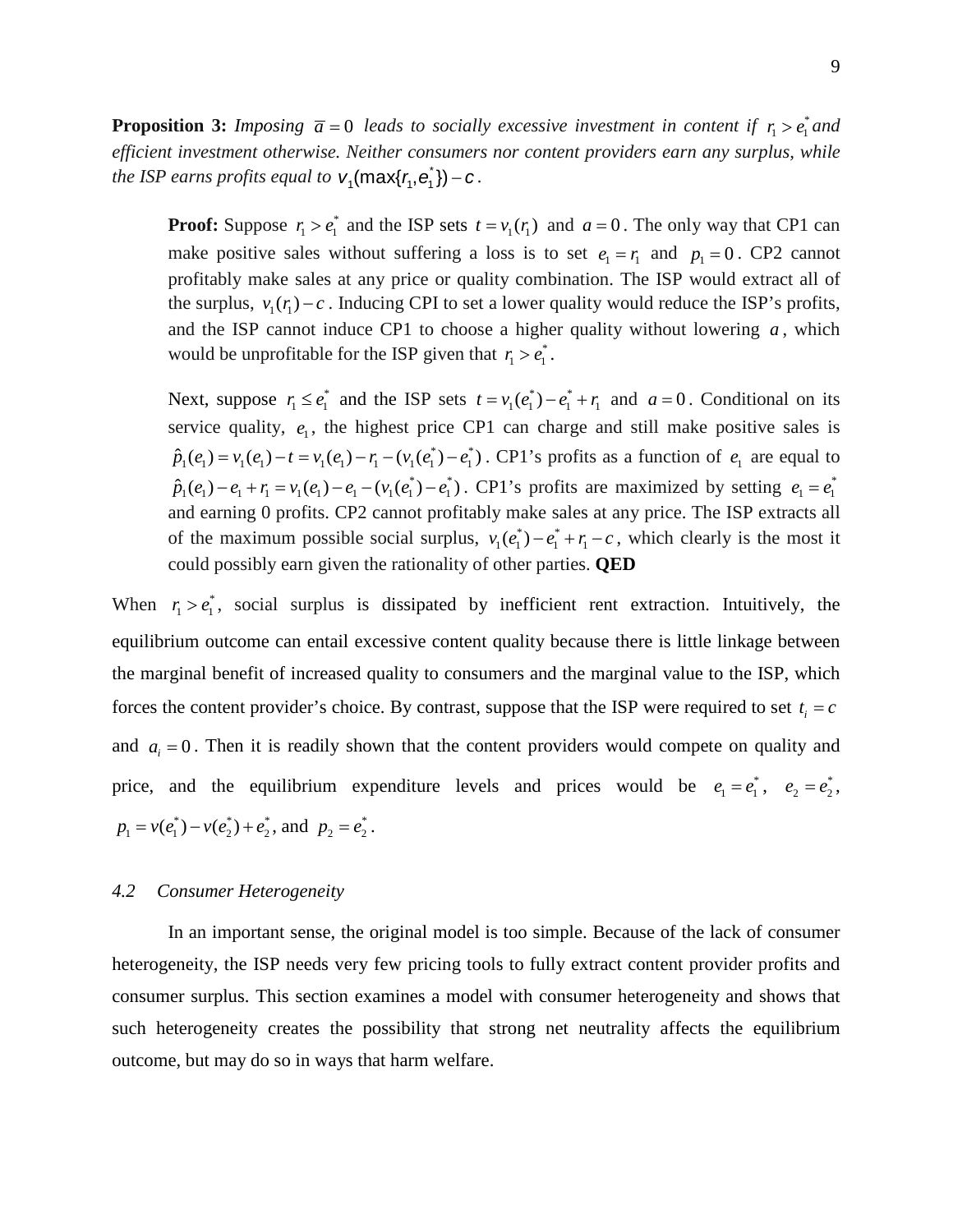**Proposition 3:** *Imposing* $\bar{a} = 0$ *leads to socially excessive investment in content if* $r_1 > e_1^*$ *and efficient investment otherwise. Neither consumers nor content providers earn any surplus, while the ISP earns profits equal to* $v_1(\max\{r_1, e_1^*\}) - c$.

> **Proof:** Suppose $r_1 > e_1^*$ and the ISP sets $t = v_1(r_1)$ and $a = 0$. The only way that CP1 can make positive sales without suffering a loss is to set $e_1 = r_1$ and $p_1 = 0$. CP2 cannot profitably make sales at any price or quality combination. The ISP would extract all of the surplus, $v_1(r_1) - c$. Inducing CPI to set a lower quality would reduce the ISP's profits, and the ISP cannot induce CP1 to choose a higher quality without lowering $a$, which would be unprofitable for the ISP given that $r_1 > e_1^*$.
>
> Next, suppose $r_1 \le e_1^*$ and the ISP sets $t = v_1(e_1^*) - e_1^* + r_1$ and $a = 0$. Conditional on its service quality, $e_1$, the highest price CP1 can charge and still make positive sales is $\hat{p}_1(e_1) = v_1(e_1) - t = v_1(e_1) - r_1 - (v_1(e_1^*) - e_1^*)$. CP1's profits as a function of $e_1$ are equal to $\hat{p}_1(e_1) - e_1 + r_1 = v_1(e_1) - e_1 - (v_1(e_1^*) - e_1^*)$. CP1's profits are maximized by setting $e_1 = e_1^*$ and earning 0 profits. CP2 cannot profitably make sales at any price. The ISP extracts all of the maximum possible social surplus, $v_1(e_1^*) - e_1^* + r_1 - c$, which clearly is the most it could possibly earn given the rationality of other parties. **QED**

When $r_1 > e_1^*$, social surplus is dissipated by inefficient rent extraction. Intuitively, the equilibrium outcome can entail excessive content quality because there is little linkage between the marginal benefit of increased quality to consumers and the marginal value to the ISP, which forces the content provider's choice. By contrast, suppose that the ISP were required to set $t_i = c$ and $a_i = 0$. Then it is readily shown that the content providers would compete on quality and price, and the equilibrium expenditure levels and prices would be $e_1 = e_1^*$, $e_2 = e_2^*$, $p_1 = v(e_1^*) - v(e_2^*) + e_2^*$, and $p_2 = e_2^*$.

### *4.2 Consumer Heterogeneity*

In an important sense, the original model is too simple. Because of the lack of consumer heterogeneity, the ISP needs very few pricing tools to fully extract content provider profits and consumer surplus. This section examines a model with consumer heterogeneity and shows that such heterogeneity creates the possibility that strong net neutrality affects the equilibrium outcome, but may do so in ways that harm welfare.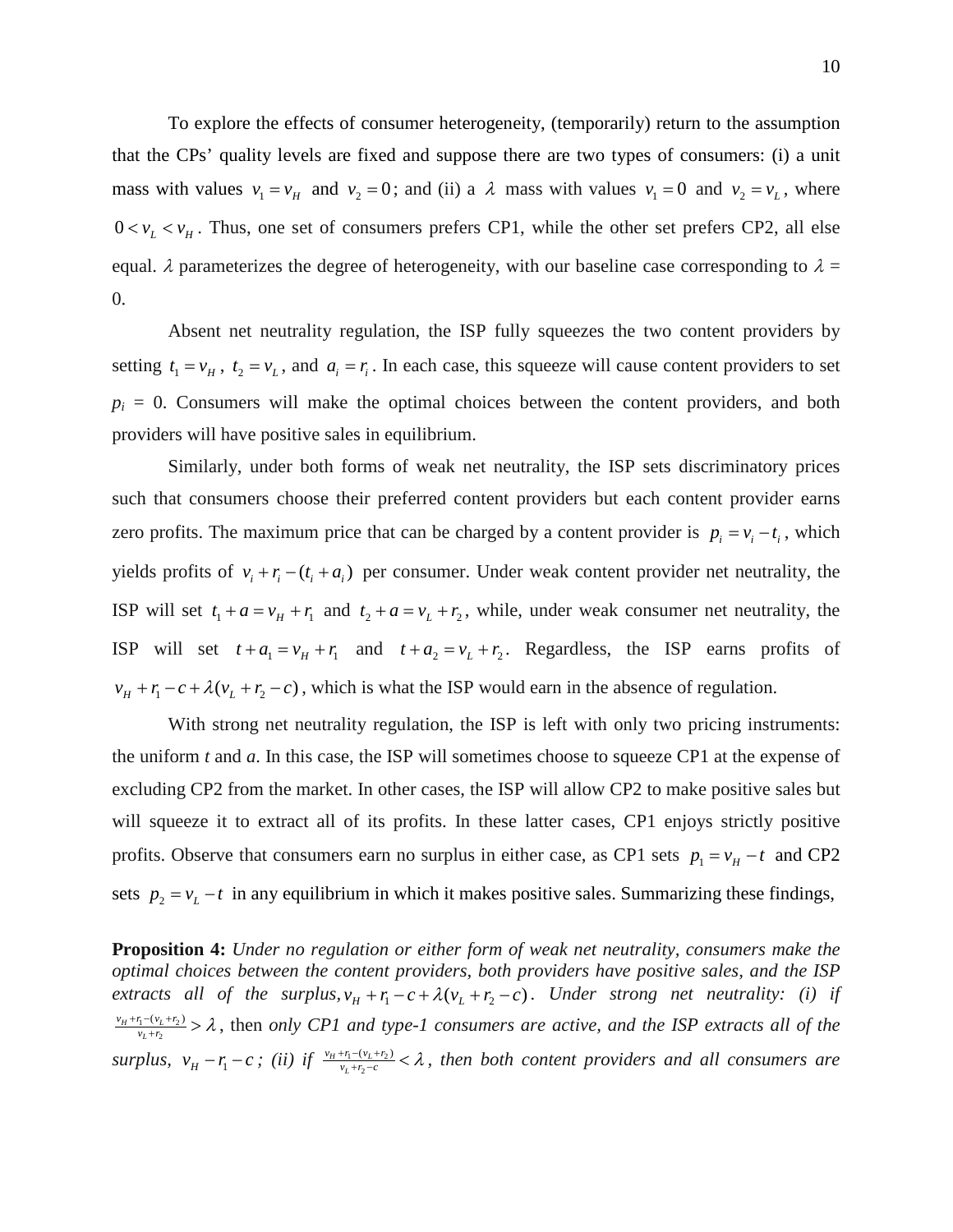To explore the effects of consumer heterogeneity, (temporarily) return to the assumption that the CPs' quality levels are fixed and suppose there are two types of consumers: (i) a unit mass with values $v_1 = v_H$ and $v_2 = 0$; and (ii) a $\lambda$ mass with values $v_1 = 0$ and $v_2 = v_L$, where $0 < v_L < v_H$. Thus, one set of consumers prefers CP1, while the other set prefers CP2, all else equal. $\lambda$ parameterizes the degree of heterogeneity, with our baseline case corresponding to $\lambda$ = 0.

Absent net neutrality regulation, the ISP fully squeezes the two content providers by setting $t_1 = v_H$, $t_2 = v_L$, and $a_i = r_i$. In each case, this squeeze will cause content providers to set $p_i$ = 0. Consumers will make the optimal choices between the content providers, and both providers will have positive sales in equilibrium.

Similarly, under both forms of weak net neutrality, the ISP sets discriminatory prices such that consumers choose their preferred content providers but each content provider earns zero profits. The maximum price that can be charged by a content provider is $p_i = v_i - t_i$, which yields profits of $v_i + r_i - (t_i + a_i)$ per consumer. Under weak content provider net neutrality, the ISP will set $t_1 + a = v_H + r_1$ and $t_2 + a = v_L + r_2$, while, under weak consumer net neutrality, the ISP will set $t + a_1 = v_H + r_1$ and $t + a_2 = v_L + r_2$. Regardless, the ISP earns profits of $v_H + r_1 - c + \lambda(v_L + r_2 - c)$, which is what the ISP would earn in the absence of regulation.

With strong net neutrality regulation, the ISP is left with only two pricing instruments: the uniform *t* and *a*. In this case, the ISP will sometimes choose to squeeze CP1 at the expense of excluding CP2 from the market. In other cases, the ISP will allow CP2 to make positive sales but will squeeze it to extract all of its profits. In these latter cases, CP1 enjoys strictly positive profits. Observe that consumers earn no surplus in either case, as CP1 sets $p_1 = v_H - t$ and CP2 sets $p_2 = v_L - t$ in any equilibrium in which it makes positive sales. Summarizing these findings,

**Proposition 4:** *Under no regulation or either form of weak net neutrality, consumers make the optimal choices between the content providers, both providers have positive sales, and the ISP extracts all of the surplus,* $v_H + r_1 - c + \lambda(v_L + r_2 - c)$. *Under strong net neutrality: (i) if* $\frac{v_H + r_1 - (v_L + r_2)}{v_L + r_2} > \lambda$, *then only CP1 and type-1 consumers are active, and the ISP extracts all of the surplus,* $v_H - r_1 - c$*; (ii) if* $\frac{v_H + r_1 - (v_L + r_2)}{v_L + r_2 - c} < \lambda$, *then both content providers and all consumers are*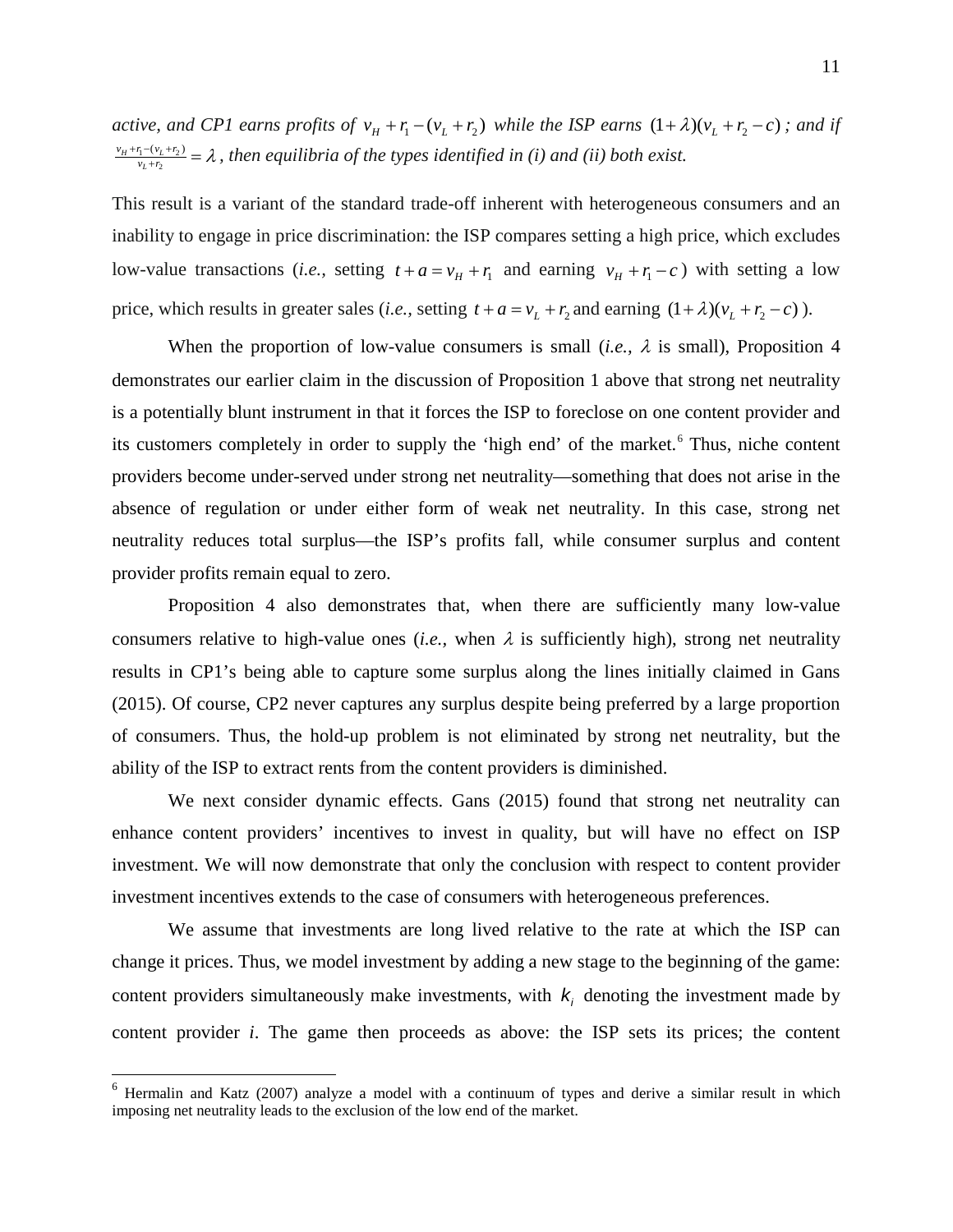*active, and CP1 earns profits of $v_H + r_1 - (v_L + r_2)$ while the ISP earns $(1+\lambda)(v_L + r_2 - c)$ ; and if $\frac{v_H + r_1 - (v_L + r_2)}{v_L + r_2} = \lambda$ , then equilibria of the types identified in (i) and (ii) both exist.*

This result is a variant of the standard trade-off inherent with heterogeneous consumers and an inability to engage in price discrimination: the ISP compares setting a high price, which excludes low-value transactions (*i.e.*, setting $t + a = v_H + r_1$ and earning $v_H + r_1 - c$ ) with setting a low price, which results in greater sales (*i.e.*, setting $t + a = v_L + r_2$ and earning $(1+\lambda)(v_L + r_2 - c)$ ).

When the proportion of low-value consumers is small (*i.e.*, $\lambda$ is small), Proposition 4 demonstrates our earlier claim in the discussion of Proposition 1 above that strong net neutrality is a potentially blunt instrument in that it forces the ISP to foreclose on one content provider and its customers completely in order to supply the 'high end' of the market.[6] Thus, niche content providers become under-served under strong net neutrality—something that does not arise in the absence of regulation or under either form of weak net neutrality. In this case, strong net neutrality reduces total surplus—the ISP's profits fall, while consumer surplus and content provider profits remain equal to zero.

Proposition 4 also demonstrates that, when there are sufficiently many low-value consumers relative to high-value ones (*i.e.*, when $\lambda$ is sufficiently high), strong net neutrality results in CP1's being able to capture some surplus along the lines initially claimed in Gans (2015). Of course, CP2 never captures any surplus despite being preferred by a large proportion of consumers. Thus, the hold-up problem is not eliminated by strong net neutrality, but the ability of the ISP to extract rents from the content providers is diminished.

We next consider dynamic effects. Gans (2015) found that strong net neutrality can enhance content providers' incentives to invest in quality, but will have no effect on ISP investment. We will now demonstrate that only the conclusion with respect to content provider investment incentives extends to the case of consumers with heterogeneous preferences.

We assume that investments are long lived relative to the rate at which the ISP can change it prices. Thus, we model investment by adding a new stage to the beginning of the game: content providers simultaneously make investments, with $k_i$ denoting the investment made by content provider *i*. The game then proceeds as above: the ISP sets its prices; the content

[6] Hermalin and Katz (2007) analyze a model with a continuum of types and derive a similar result in which imposing net neutrality leads to the exclusion of the low end of the market.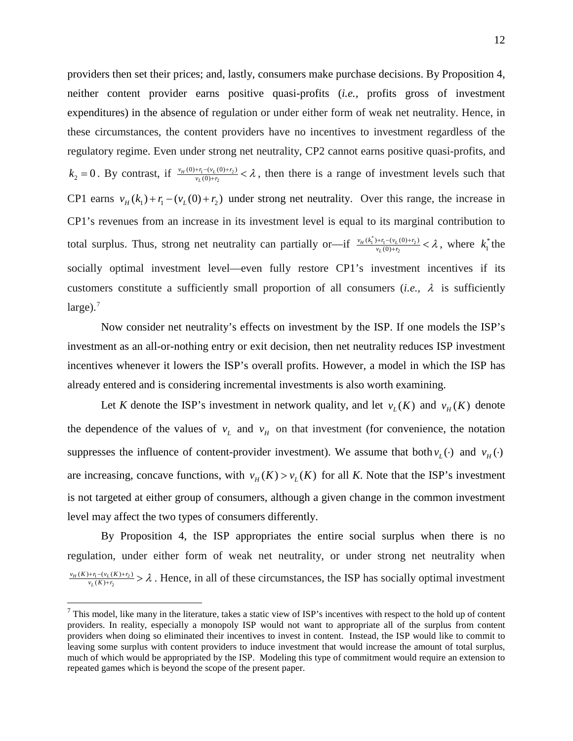providers then set their prices; and, lastly, consumers make purchase decisions. By Proposition 4, neither content provider earns positive quasi-profits (*i.e.,* profits gross of investment expenditures) in the absence of regulation or under either form of weak net neutrality. Hence, in these circumstances, the content providers have no incentives to investment regardless of the regulatory regime. Even under strong net neutrality, CP2 cannot earns positive quasi-profits, and $k_2 = 0$. By contrast, if $\frac{v_H(0)+r_1-(v_L(0)+r_2)}{v_L(0)+r_2} < \lambda$, then there is a range of investment levels such that CP1 earns $v_H(k_1)+r_1-(v_L(0)+r_2)$ under strong net neutrality. Over this range, the increase in CP1's revenues from an increase in its investment level is equal to its marginal contribution to total surplus. Thus, strong net neutrality can partially or—if $\frac{v_H(k_1^*)+r_1-(v_L(0)+r_2)}{v_L(0)+r_2} < \lambda$, where $k_1^*$ the socially optimal investment level—even fully restore CP1's investment incentives if its customers constitute a sufficiently small proportion of all consumers (*i.e.,* $\lambda$ is sufficiently large).[7]

Now consider net neutrality's effects on investment by the ISP. If one models the ISP's investment as an all-or-nothing entry or exit decision, then net neutrality reduces ISP investment incentives whenever it lowers the ISP's overall profits. However, a model in which the ISP has already entered and is considering incremental investments is also worth examining.

Let *K* denote the ISP's investment in network quality, and let $v_L(K)$ and $v_H(K)$ denote the dependence of the values of $v_L$ and $v_H$ on that investment (for convenience, the notation suppresses the influence of content-provider investment). We assume that both $v_L(\cdot)$ and $v_H(\cdot)$ are increasing, concave functions, with $v_H(K) > v_L(K)$ for all *K*. Note that the ISP's investment is not targeted at either group of consumers, although a given change in the common investment level may affect the two types of consumers differently.

By Proposition 4, the ISP appropriates the entire social surplus when there is no regulation, under either form of weak net neutrality, or under strong net neutrality when $\frac{v_H(K)+r_1-(v_L(K)+r_2)}{v_L(K)+r_2} > \lambda$. Hence, in all of these circumstances, the ISP has socially optimal investment

---

[7] This model, like many in the literature, takes a static view of ISP's incentives with respect to the hold up of content providers. In reality, especially a monopoly ISP would not want to appropriate all of the surplus from content providers when doing so eliminated their incentives to invest in content. Instead, the ISP would like to commit to leaving some surplus with content providers to induce investment that would increase the amount of total surplus, much of which would be appropriated by the ISP. Modeling this type of commitment would require an extension to repeated games which is beyond the scope of the present paper.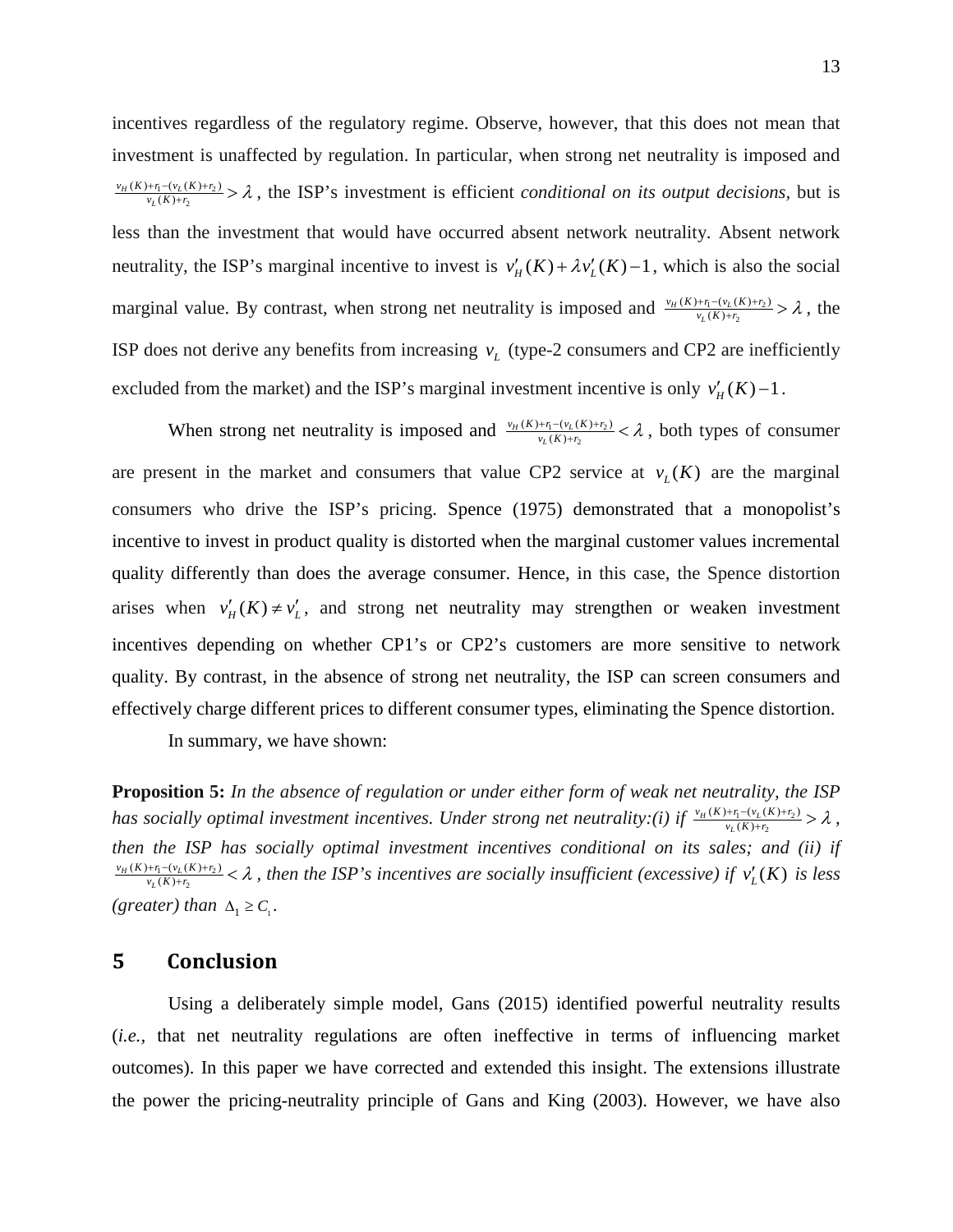incentives regardless of the regulatory regime. Observe, however, that this does not mean that investment is unaffected by regulation. In particular, when strong net neutrality is imposed and $\frac{v_H(K)+r_1-(v_L(K)+r_2)}{v_L(K)+r_2} > \lambda$, the ISP's investment is efficient *conditional on its output decisions*, but is less than the investment that would have occurred absent network neutrality. Absent network neutrality, the ISP's marginal incentive to invest is $v_H'(K)+\lambda v_L'(K)-1$, which is also the social marginal value. By contrast, when strong net neutrality is imposed and $\frac{v_H(K)+r_1-(v_L(K)+r_2)}{v_L(K)+r_2} > \lambda$, the ISP does not derive any benefits from increasing $v_L$ (type-2 consumers and CP2 are inefficiently excluded from the market) and the ISP's marginal investment incentive is only $v_H'(K)-1$.

When strong net neutrality is imposed and $\frac{v_H(K)+r_1-(v_L(K)+r_2)}{v_L(K)+r_2} < \lambda$, both types of consumer are present in the market and consumers that value CP2 service at $v_L(K)$ are the marginal consumers who drive the ISP's pricing. Spence (1975) demonstrated that a monopolist's incentive to invest in product quality is distorted when the marginal customer values incremental quality differently than does the average consumer. Hence, in this case, the Spence distortion arises when $v_H'(K) \neq v_L'$, and strong net neutrality may strengthen or weaken investment incentives depending on whether CP1's or CP2's customers are more sensitive to network quality. By contrast, in the absence of strong net neutrality, the ISP can screen consumers and effectively charge different prices to different consumer types, eliminating the Spence distortion.

In summary, we have shown:

**Proposition 5:** *In the absence of regulation or under either form of weak net neutrality, the ISP has socially optimal investment incentives. Under strong net neutrality:(i) if* $\frac{v_H(K)+r_1-(v_L(K)+r_2)}{v_L(K)+r_2} > \lambda$, *then the ISP has socially optimal investment incentives conditional on its sales; and (ii) if* $\frac{v_H(K)+r_1-(v_L(K)+r_2)}{v_L(K)+r_2} < \lambda$, *then the ISP's incentives are socially insufficient (excessive) if* $v_L'(K)$ *is less (greater) than* $\Delta_1 \geq C_1$.

## 5 Conclusion

Using a deliberately simple model, Gans (2015) identified powerful neutrality results (*i.e.*, that net neutrality regulations are often ineffective in terms of influencing market outcomes). In this paper we have corrected and extended this insight. The extensions illustrate the power the pricing-neutrality principle of Gans and King (2003). However, we have also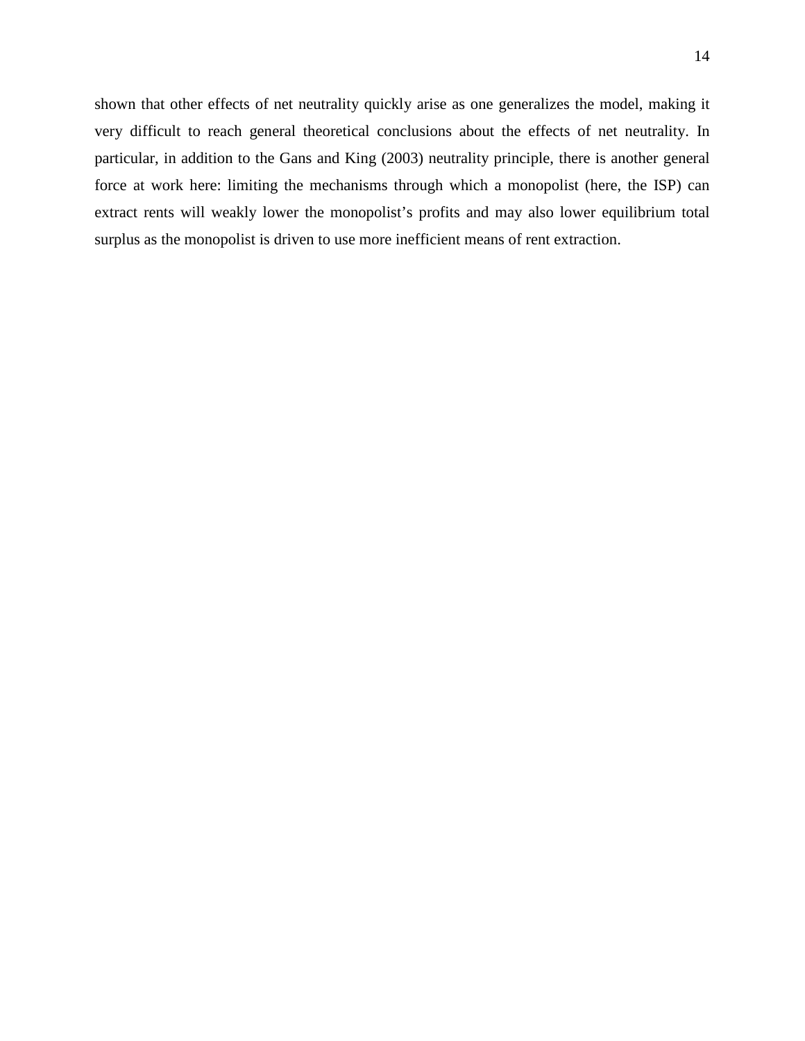shown that other effects of net neutrality quickly arise as one generalizes the model, making it very difficult to reach general theoretical conclusions about the effects of net neutrality. In particular, in addition to the Gans and King (2003) neutrality principle, there is another general force at work here: limiting the mechanisms through which a monopolist (here, the ISP) can extract rents will weakly lower the monopolist's profits and may also lower equilibrium total surplus as the monopolist is driven to use more inefficient means of rent extraction.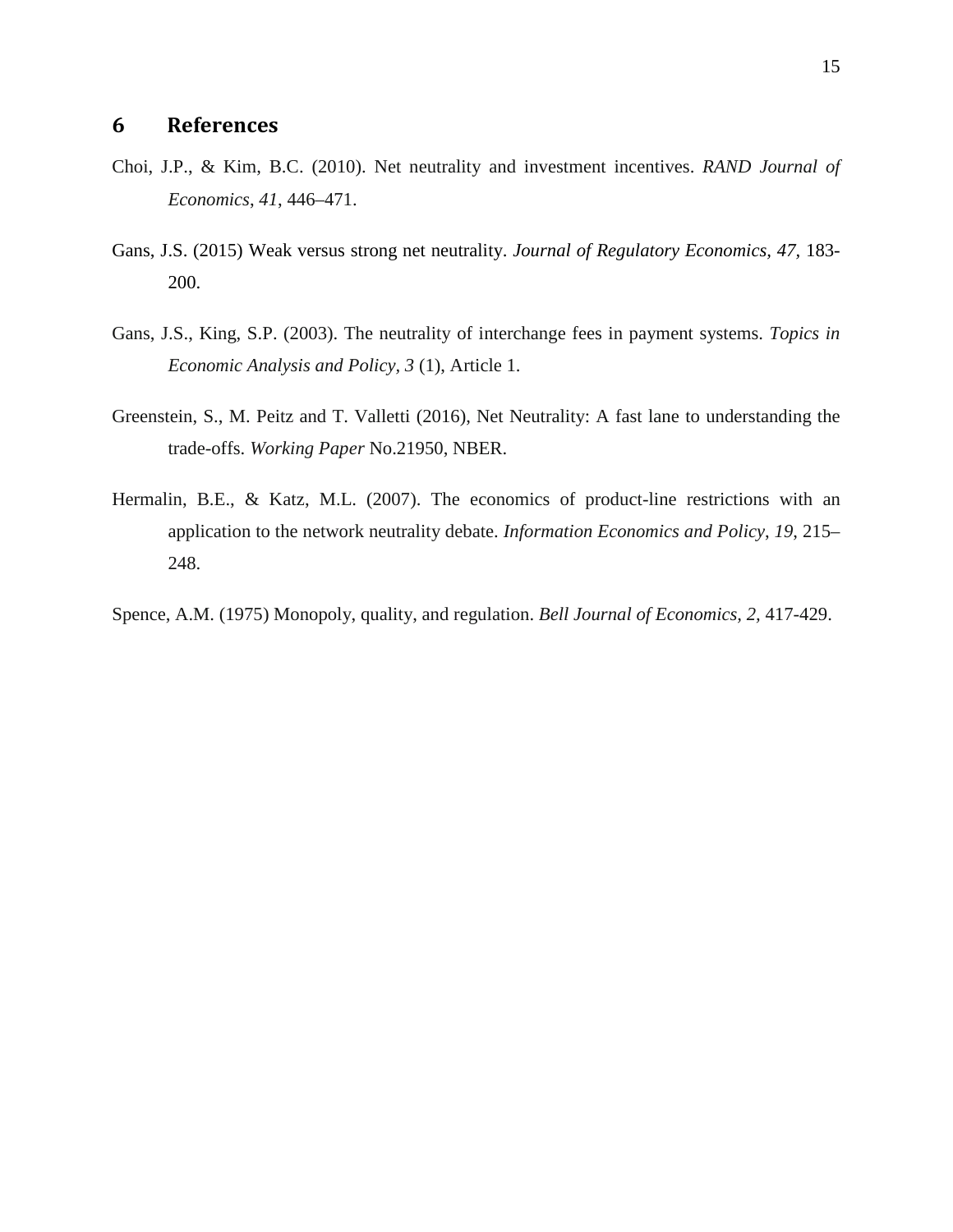# 6 References

Choi, J.P., & Kim, B.C. (2010). Net neutrality and investment incentives. *RAND Journal of Economics*, *41*, 446–471.

Gans, J.S. (2015) Weak versus strong net neutrality. *Journal of Regulatory Economics, 47*, 183-200.

Gans, J.S., King, S.P. (2003). The neutrality of interchange fees in payment systems. *Topics in Economic Analysis and Policy, 3* (1), Article 1.

Greenstein, S., M. Peitz and T. Valletti (2016), Net Neutrality: A fast lane to understanding the trade-offs. *Working Paper* No.21950, NBER.

Hermalin, B.E., & Katz, M.L. (2007). The economics of product-line restrictions with an application to the network neutrality debate. *Information Economics and Policy*, *19*, 215–248.

Spence, A.M. (1975) Monopoly, quality, and regulation. *Bell Journal of Economics, 2,* 417-429.